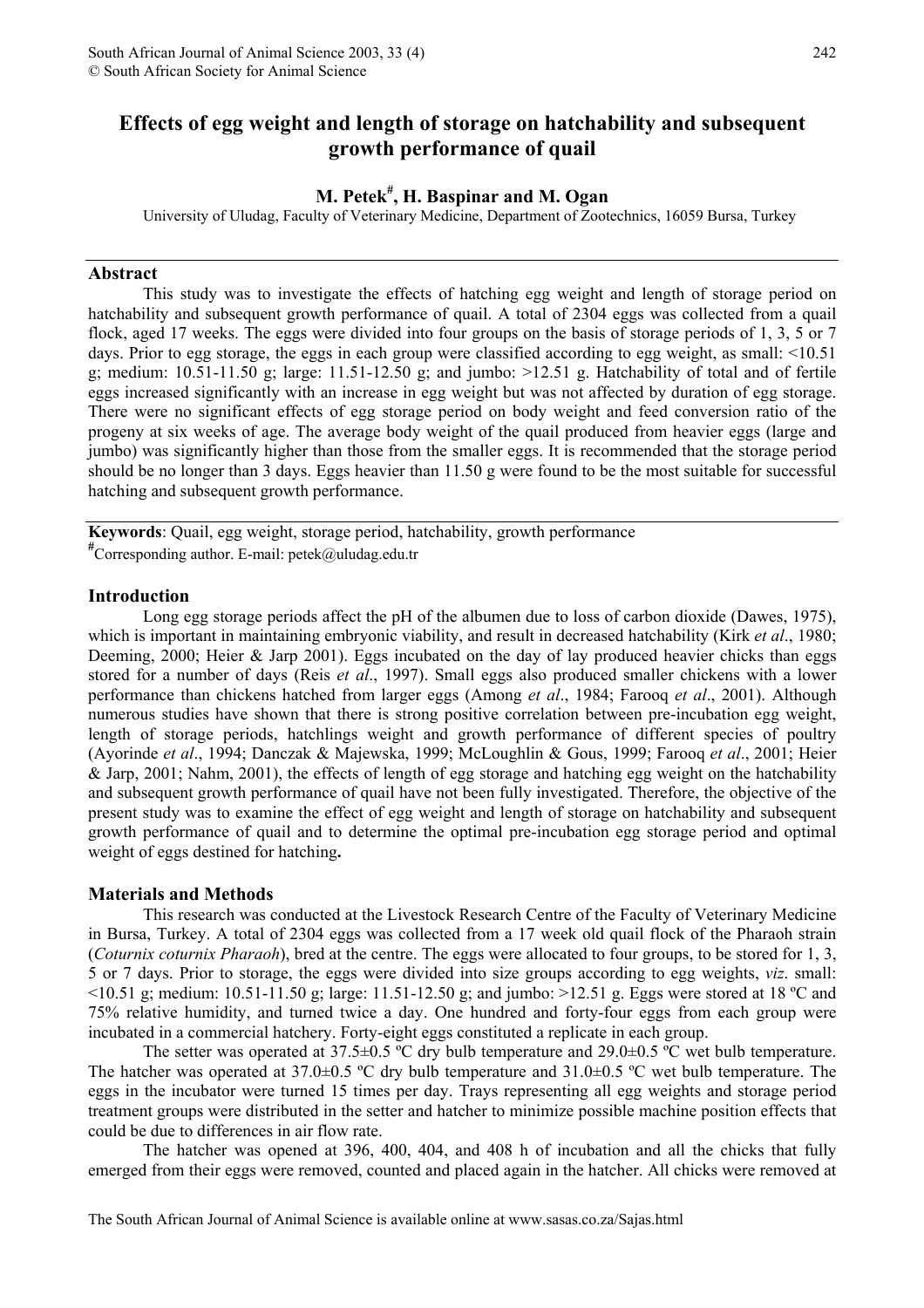# Effects of egg weight and length of storage on hatchability and subsequent growth performance of quail

**M. Petek[#], H. Baspinar and M. Ogan**

University of Uludag, Faculty of Veterinary Medicine, Department of Zootechnics, 16059 Bursa, Turkey

## Abstract

This study was to investigate the effects of hatching egg weight and length of storage period on hatchability and subsequent growth performance of quail. A total of 2304 eggs was collected from a quail flock, aged 17 weeks. The eggs were divided into four groups on the basis of storage periods of 1, 3, 5 or 7 days. Prior to egg storage, the eggs in each group were classified according to egg weight, as small: <10.51 g; medium: 10.51-11.50 g; large: 11.51-12.50 g; and jumbo: >12.51 g. Hatchability of total and of fertile eggs increased significantly with an increase in egg weight but was not affected by duration of egg storage. There were no significant effects of egg storage period on body weight and feed conversion ratio of the progeny at six weeks of age. The average body weight of the quail produced from heavier eggs (large and jumbo) was significantly higher than those from the smaller eggs. It is recommended that the storage period should be no longer than 3 days. Eggs heavier than 11.50 g were found to be the most suitable for successful hatching and subsequent growth performance.

**Keywords**: Quail, egg weight, storage period, hatchability, growth performance

[#]Corresponding author. E-mail: petek@uludag.edu.tr

## Introduction

Long egg storage periods affect the pH of the albumen due to loss of carbon dioxide (Dawes, 1975), which is important in maintaining embryonic viability, and result in decreased hatchability (Kirk *et al*., 1980; Deeming, 2000; Heier & Jarp 2001). Eggs incubated on the day of lay produced heavier chicks than eggs stored for a number of days (Reis *et al*., 1997). Small eggs also produced smaller chickens with a lower performance than chickens hatched from larger eggs (Among *et al*., 1984; Farooq *et al*., 2001). Although numerous studies have shown that there is strong positive correlation between pre-incubation egg weight, length of storage periods, hatchlings weight and growth performance of different species of poultry (Ayorinde *et al*., 1994; Danczak & Majewska, 1999; McLoughlin & Gous, 1999; Farooq *et al*., 2001; Heier & Jarp, 2001; Nahm, 2001), the effects of length of egg storage and hatching egg weight on the hatchability and subsequent growth performance of quail have not been fully investigated. Therefore, the objective of the present study was to examine the effect of egg weight and length of storage on hatchability and subsequent growth performance of quail and to determine the optimal pre-incubation egg storage period and optimal weight of eggs destined for hatching**.**

## Materials and Methods

This research was conducted at the Livestock Research Centre of the Faculty of Veterinary Medicine in Bursa, Turkey. A total of 2304 eggs was collected from a 17 week old quail flock of the Pharaoh strain (*Coturnix coturnix Pharaoh*), bred at the centre. The eggs were allocated to four groups, to be stored for 1, 3, 5 or 7 days. Prior to storage, the eggs were divided into size groups according to egg weights, *viz*. small: <10.51 g; medium: 10.51-11.50 g; large: 11.51-12.50 g; and jumbo: >12.51 g. Eggs were stored at 18 ºC and 75% relative humidity, and turned twice a day. One hundred and forty-four eggs from each group were incubated in a commercial hatchery. Forty-eight eggs constituted a replicate in each group.

The setter was operated at 37.5±0.5 ºC dry bulb temperature and 29.0±0.5 ºC wet bulb temperature. The hatcher was operated at 37.0±0.5 ºC dry bulb temperature and 31.0±0.5 ºC wet bulb temperature. The eggs in the incubator were turned 15 times per day. Trays representing all egg weights and storage period treatment groups were distributed in the setter and hatcher to minimize possible machine position effects that could be due to differences in air flow rate.

The hatcher was opened at 396, 400, 404, and 408 h of incubation and all the chicks that fully emerged from their eggs were removed, counted and placed again in the hatcher. All chicks were removed at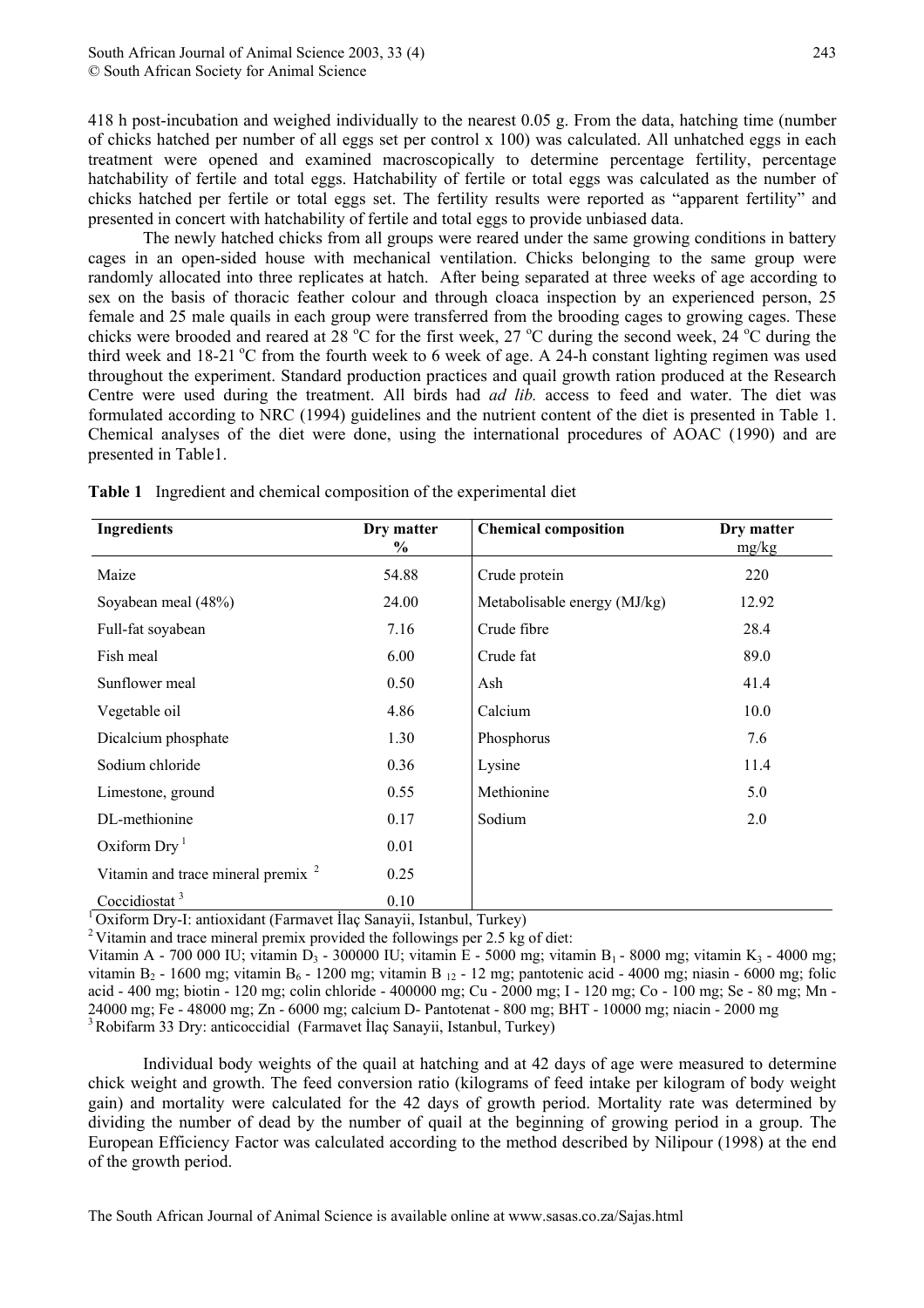418 h post-incubation and weighed individually to the nearest 0.05 g. From the data, hatching time (number of chicks hatched per number of all eggs set per control x 100) was calculated. All unhatched eggs in each treatment were opened and examined macroscopically to determine percentage fertility, percentage hatchability of fertile and total eggs. Hatchability of fertile or total eggs was calculated as the number of chicks hatched per fertile or total eggs set. The fertility results were reported as "apparent fertility" and presented in concert with hatchability of fertile and total eggs to provide unbiased data.

The newly hatched chicks from all groups were reared under the same growing conditions in battery cages in an open-sided house with mechanical ventilation. Chicks belonging to the same group were randomly allocated into three replicates at hatch. After being separated at three weeks of age according to sex on the basis of thoracic feather colour and through cloaca inspection by an experienced person, 25 female and 25 male quails in each group were transferred from the brooding cages to growing cages. These chicks were brooded and reared at 28 °C for the first week, 27 °C during the second week, 24 °C during the third week and 18-21 °C from the fourth week to 6 week of age. A 24-h constant lighting regimen was used throughout the experiment. Standard production practices and quail growth ration produced at the Research Centre were used during the treatment. All birds had *ad lib.* access to feed and water. The diet was formulated according to NRC (1994) guidelines and the nutrient content of the diet is presented in Table 1. Chemical analyses of the diet were done, using the international procedures of AOAC (1990) and are presented in Table1.

**Table 1** Ingredient and chemical composition of the experimental diet

| Ingredients | Dry matter % | Chemical composition | Dry matter mg/kg |
|---|---|---|---|
| Maize | 54.88 | Crude protein | 220 |
| Soyabean meal (48%) | 24.00 | Metabolisable energy (MJ/kg) | 12.92 |
| Full-fat soyabean | 7.16 | Crude fibre | 28.4 |
| Fish meal | 6.00 | Crude fat | 89.0 |
| Sunflower meal | 0.50 | Ash | 41.4 |
| Vegetable oil | 4.86 | Calcium | 10.0 |
| Dicalcium phosphate | 1.30 | Phosphorus | 7.6 |
| Sodium chloride | 0.36 | Lysine | 11.4 |
| Limestone, ground | 0.55 | Methionine | 5.0 |
| DL-methionine | 0.17 | Sodium | 2.0 |
| Oxiform Dry [1] | 0.01 | | |
| Vitamin and trace mineral premix [2] | 0.25 | | |
| Coccidiostat [3] | 0.10 | | |

[1] Oxiform Dry-I: antioxidant (Farmavet İlaç Sanayii, Istanbul, Turkey)
[2] Vitamin and trace mineral premix provided the followings per 2.5 kg of diet:
Vitamin A - 700 000 IU; vitamin $D_3$ - 300000 IU; vitamin E - 5000 mg; vitamin $B_1$ - 8000 mg; vitamin $K_3$ - 4000 mg; vitamin $B_2$ - 1600 mg; vitamin $B_6$ - 1200 mg; vitamin $B_{12}$ - 12 mg; pantotenic acid - 4000 mg; niasin - 6000 mg; folic acid - 400 mg; biotin - 120 mg; colin chloride - 400000 mg; Cu - 2000 mg; I - 120 mg; Co - 100 mg; Se - 80 mg; Mn - 24000 mg; Fe - 48000 mg; Zn - 6000 mg; calcium D- Pantotenat - 800 mg; BHT - 10000 mg; niacin - 2000 mg
[3] Robifarm 33 Dry: anticoccidial (Farmavet İlaç Sanayii, Istanbul, Turkey)

Individual body weights of the quail at hatching and at 42 days of age were measured to determine chick weight and growth. The feed conversion ratio (kilograms of feed intake per kilogram of body weight gain) and mortality were calculated for the 42 days of growth period. Mortality rate was determined by dividing the number of dead by the number of quail at the beginning of growing period in a group. The European Efficiency Factor was calculated according to the method described by Nilipour (1998) at the end of the growth period.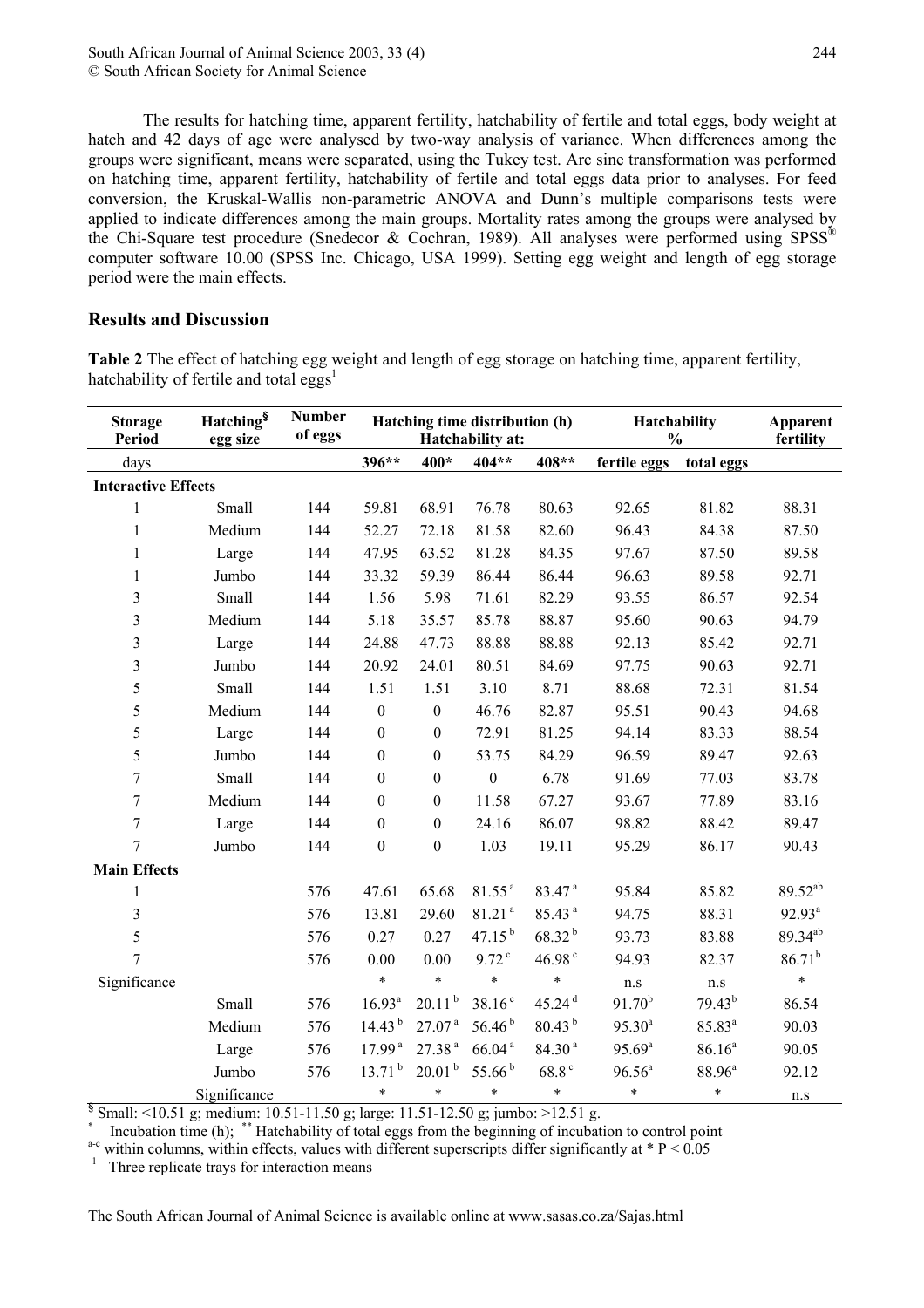The results for hatching time, apparent fertility, hatchability of fertile and total eggs, body weight at hatch and 42 days of age were analysed by two-way analysis of variance. When differences among the groups were significant, means were separated, using the Tukey test. Arc sine transformation was performed on hatching time, apparent fertility, hatchability of fertile and total eggs data prior to analyses. For feed conversion, the Kruskal-Wallis non-parametric ANOVA and Dunn's multiple comparisons tests were applied to indicate differences among the main groups. Mortality rates among the groups were analysed by the Chi-Square test procedure (Snedecor & Cochran, 1989). All analyses were performed using SPSS® computer software 10.00 (SPSS Inc. Chicago, USA 1999). Setting egg weight and length of egg storage period were the main effects.

## Results and Discussion

**Table 2** The effect of hatching egg weight and length of egg storage on hatching time, apparent fertility, hatchability of fertile and total eggs[1]

| Storage Period | Hatching[§] egg size | Number of eggs | Hatching time distribution (h) Hatchability at: | | | | Hatchability % | | Apparent fertility |
|---|---|---|---|---|---|---|---|---|---|
| days | | | 396** | 400* | 404** | 408** | fertile eggs | total eggs | |
| **Interactive Effects** | | | | | | | | | |
| 1 | Small | 144 | 59.81 | 68.91 | 76.78 | 80.63 | 92.65 | 81.82 | 88.31 |
| 1 | Medium | 144 | 52.27 | 72.18 | 81.58 | 82.60 | 96.43 | 84.38 | 87.50 |
| 1 | Large | 144 | 47.95 | 63.52 | 81.28 | 84.35 | 97.67 | 87.50 | 89.58 |
| 1 | Jumbo | 144 | 33.32 | 59.39 | 86.44 | 86.44 | 96.63 | 89.58 | 92.71 |
| 3 | Small | 144 | 1.56 | 5.98 | 71.61 | 82.29 | 93.55 | 86.57 | 92.54 |
| 3 | Medium | 144 | 5.18 | 35.57 | 85.78 | 88.87 | 95.60 | 90.63 | 94.79 |
| 3 | Large | 144 | 24.88 | 47.73 | 88.88 | 88.88 | 92.13 | 85.42 | 92.71 |
| 3 | Jumbo | 144 | 20.92 | 24.01 | 80.51 | 84.69 | 97.75 | 90.63 | 92.71 |
| 5 | Small | 144 | 1.51 | 1.51 | 3.10 | 8.71 | 88.68 | 72.31 | 81.54 |
| 5 | Medium | 144 | 0 | 0 | 46.76 | 82.87 | 95.51 | 90.43 | 94.68 |
| 5 | Large | 144 | 0 | 0 | 72.91 | 81.25 | 94.14 | 83.33 | 88.54 |
| 5 | Jumbo | 144 | 0 | 0 | 53.75 | 84.29 | 96.59 | 89.47 | 92.63 |
| 7 | Small | 144 | 0 | 0 | 0 | 6.78 | 91.69 | 77.03 | 83.78 |
| 7 | Medium | 144 | 0 | 0 | 11.58 | 67.27 | 93.67 | 77.89 | 83.16 |
| 7 | Large | 144 | 0 | 0 | 24.16 | 86.07 | 98.82 | 88.42 | 89.47 |
| 7 | Jumbo | 144 | 0 | 0 | 1.03 | 19.11 | 95.29 | 86.17 | 90.43 |
| **Main Effects** | | | | | | | | | |
| 1 | | 576 | 47.61 | 65.68 | 81.55[a] | 83.47[a] | 95.84 | 85.82 | 89.52[ab] |
| 3 | | 576 | 13.81 | 29.60 | 81.21[a] | 85.43[a] | 94.75 | 88.31 | 92.93[a] |
| 5 | | 576 | 0.27 | 0.27 | 47.15[b] | 68.32[b] | 93.73 | 83.88 | 89.34[ab] |
| 7 | | 576 | 0.00 | 0.00 | 9.72[c] | 46.98[c] | 94.93 | 82.37 | 86.71[b] |
| Significance | | | * | * | * | * | n.s | n.s | * |
| | Small | 576 | 16.93[a] | 20.11[b] | 38.16[c] | 45.24[d] | 91.70[b] | 79.43[b] | 86.54 |
| | Medium | 576 | 14.43[b] | 27.07[a] | 56.46[b] | 80.43[b] | 95.30[a] | 85.83[a] | 90.03 |
| | Large | 576 | 17.99[a] | 27.38[a] | 66.04[a] | 84.30[a] | 95.69[a] | 86.16[a] | 90.05 |
| | Jumbo | 576 | 13.71[b] | 20.01[b] | 55.66[b] | 68.8[c] | 96.56[a] | 88.96[a] | 92.12 |
| | Significance | | * | * | * | * | * | * | n.s |

[§] Small: <10.51 g; medium: 10.51-11.50 g; large: 11.51-12.50 g; jumbo: >12.51 g.

[*] Incubation time (h); [**] Hatchability of total eggs from the beginning of incubation to control point

[a-c] within columns, within effects, values with different superscripts differ significantly at * $P < 0.05$

[1] Three replicate trays for interaction means

The South African Journal of Animal Science is available online at www.sasas.co.za/Sajas.html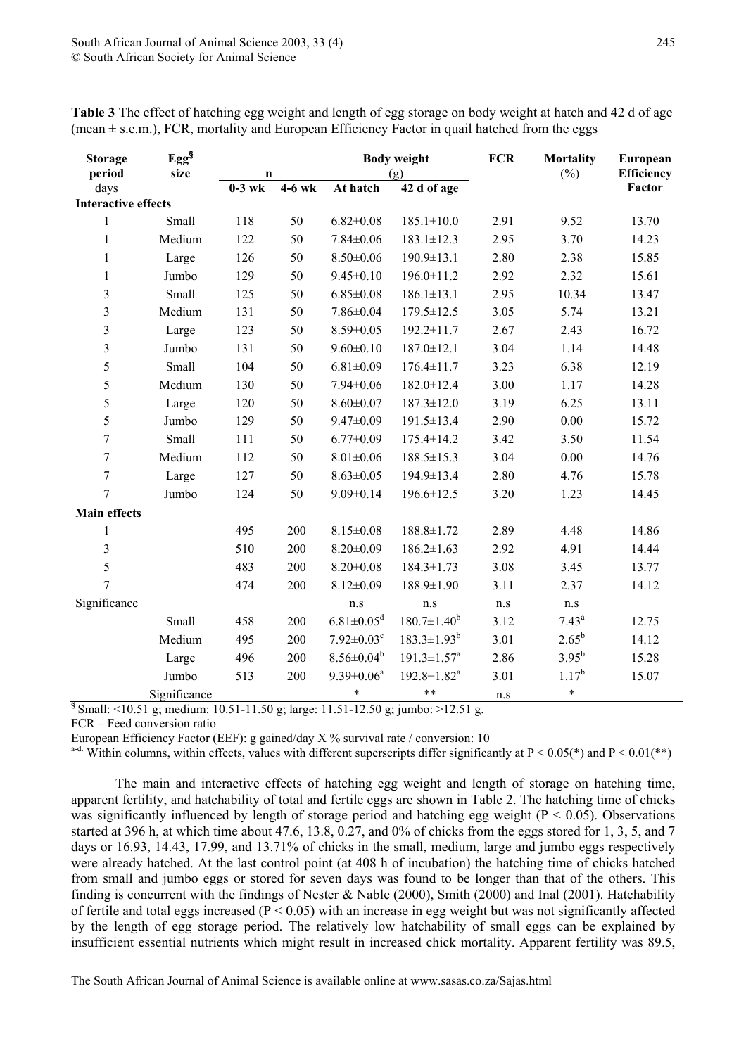**Table 3** The effect of hatching egg weight and length of egg storage on body weight at hatch and 42 d of age (mean ± s.e.m.), FCR, mortality and European Efficiency Factor in quail hatched from the eggs

| Storage period days | Egg[§] size | n | | Body weight (g) | | FCR | Mortality (%) | European Efficiency Factor |
|---|---|---|---|---|---|---|---|---|
| | | 0-3 wk | 4-6 wk | At hatch | 42 d of age | | | |
| **Interactive effects** | | | | | | | | |
| 1 | Small | 118 | 50 | 6.82±0.08 | 185.1±10.0 | 2.91 | 9.52 | 13.70 |
| 1 | Medium | 122 | 50 | 7.84±0.06 | 183.1±12.3 | 2.95 | 3.70 | 14.23 |
| 1 | Large | 126 | 50 | 8.50±0.06 | 190.9±13.1 | 2.80 | 2.38 | 15.85 |
| 1 | Jumbo | 129 | 50 | 9.45±0.10 | 196.0±11.2 | 2.92 | 2.32 | 15.61 |
| 3 | Small | 125 | 50 | 6.85±0.08 | 186.1±13.1 | 2.95 | 10.34 | 13.47 |
| 3 | Medium | 131 | 50 | 7.86±0.04 | 179.5±12.5 | 3.05 | 5.74 | 13.21 |
| 3 | Large | 123 | 50 | 8.59±0.05 | 192.2±11.7 | 2.67 | 2.43 | 16.72 |
| 3 | Jumbo | 131 | 50 | 9.60±0.10 | 187.0±12.1 | 3.04 | 1.14 | 14.48 |
| 5 | Small | 104 | 50 | 6.81±0.09 | 176.4±11.7 | 3.23 | 6.38 | 12.19 |
| 5 | Medium | 130 | 50 | 7.94±0.06 | 182.0±12.4 | 3.00 | 1.17 | 14.28 |
| 5 | Large | 120 | 50 | 8.60±0.07 | 187.3±12.0 | 3.19 | 6.25 | 13.11 |
| 5 | Jumbo | 129 | 50 | 9.47±0.09 | 191.5±13.4 | 2.90 | 0.00 | 15.72 |
| 7 | Small | 111 | 50 | 6.77±0.09 | 175.4±14.2 | 3.42 | 3.50 | 11.54 |
| 7 | Medium | 112 | 50 | 8.01±0.06 | 188.5±15.3 | 3.04 | 0.00 | 14.76 |
| 7 | Large | 127 | 50 | 8.63±0.05 | 194.9±13.4 | 2.80 | 4.76 | 15.78 |
| 7 | Jumbo | 124 | 50 | 9.09±0.14 | 196.6±12.5 | 3.20 | 1.23 | 14.45 |
| **Main effects** | | | | | | | | |
| 1 | | 495 | 200 | 8.15±0.08 | 188.8±1.72 | 2.89 | 4.48 | 14.86 |
| 3 | | 510 | 200 | 8.20±0.09 | 186.2±1.63 | 2.92 | 4.91 | 14.44 |
| 5 | | 483 | 200 | 8.20±0.08 | 184.3±1.73 | 3.08 | 3.45 | 13.77 |
| 7 | | 474 | 200 | 8.12±0.09 | 188.9±1.90 | 3.11 | 2.37 | 14.12 |
| Significance | | | | n.s | n.s | n.s | n.s | |
| | Small | 458 | 200 | 6.81±0.05[d] | 180.7±1.40[b] | 3.12 | 7.43[a] | 12.75 |
| | Medium | 495 | 200 | 7.92±0.03[c] | 183.3±1.93[b] | 3.01 | 2.65[b] | 14.12 |
| | Large | 496 | 200 | 8.56±0.04[b] | 191.3±1.57[a] | 2.86 | 3.95[b] | 15.28 |
| | Jumbo | 513 | 200 | 9.39±0.06[a] | 192.8±1.82[a] | 3.01 | 1.17[b] | 15.07 |
| | Significance | | | * | ** | n.s | * | |

[§] Small: <10.51 g; medium: 10.51-11.50 g; large: 11.51-12.50 g; jumbo: >12.51 g.

FCR – Feed conversion ratio

European Efficiency Factor (EEF): g gained/day X % survival rate / conversion: 10

[a-d] Within columns, within effects, values with different superscripts differ significantly at $P < 0.05$(*) and $P < 0.01$(**)

The main and interactive effects of hatching egg weight and length of storage on hatching time, apparent fertility, and hatchability of total and fertile eggs are shown in Table 2. The hatching time of chicks was significantly influenced by length of storage period and hatching egg weight ($P < 0.05$). Observations started at 396 h, at which time about 47.6, 13.8, 0.27, and 0% of chicks from the eggs stored for 1, 3, 5, and 7 days or 16.93, 14.43, 17.99, and 13.71% of chicks in the small, medium, large and jumbo eggs respectively were already hatched. At the last control point (at 408 h of incubation) the hatching time of chicks hatched from small and jumbo eggs or stored for seven days was found to be longer than that of the others. This finding is concurrent with the findings of Nester & Nable (2000), Smith (2000) and Inal (2001). Hatchability of fertile and total eggs increased ($P < 0.05$) with an increase in egg weight but was not significantly affected by the length of egg storage period. The relatively low hatchability of small eggs can be explained by insufficient essential nutrients which might result in increased chick mortality. Apparent fertility was 89.5,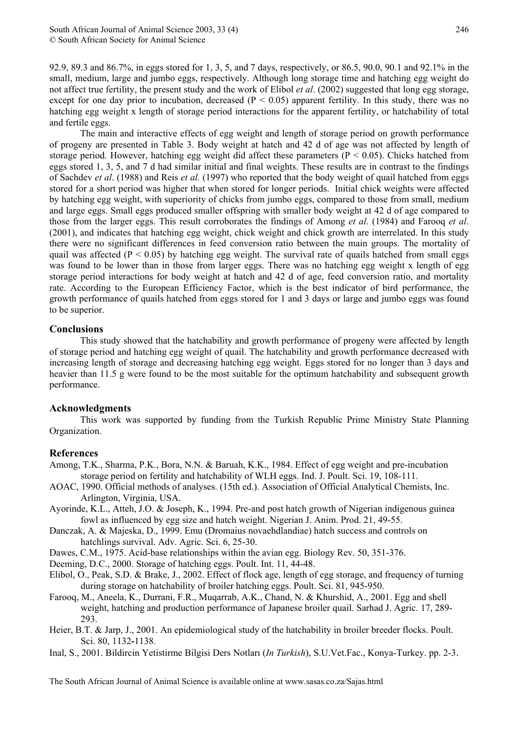92.9, 89.3 and 86.7%, in eggs stored for 1, 3, 5, and 7 days, respectively, or 86.5, 90.0, 90.1 and 92.1% in the small, medium, large and jumbo eggs, respectively. Although long storage time and hatching egg weight do not affect true fertility, the present study and the work of Elibol *et al*. (2002) suggested that long egg storage, except for one day prior to incubation, decreased ($P < 0.05$) apparent fertility. In this study, there was no hatching egg weight x length of storage period interactions for the apparent fertility, or hatchability of total and fertile eggs.

The main and interactive effects of egg weight and length of storage period on growth performance of progeny are presented in Table 3. Body weight at hatch and 42 d of age was not affected by length of storage period. However, hatching egg weight did affect these parameters ($P < 0.05$). Chicks hatched from eggs stored 1, 3, 5, and 7 d had similar initial and final weights. These results are in contrast to the findings of Sachdev *et al*. (1988) and Reis *et al.* (1997) who reported that the body weight of quail hatched from eggs stored for a short period was higher that when stored for longer periods. Initial chick weights were affected by hatching egg weight, with superiority of chicks from jumbo eggs, compared to those from small, medium and large eggs. Small eggs produced smaller offspring with smaller body weight at 42 d of age compared to those from the larger eggs. This result corroborates the findings of Among *et al*. (1984) and Farooq *et al*. (2001), and indicates that hatching egg weight, chick weight and chick growth are interrelated. In this study there were no significant differences in feed conversion ratio between the main groups. The mortality of quail was affected ($P < 0.05$) by hatching egg weight. The survival rate of quails hatched from small eggs was found to be lower than in those from larger eggs. There was no hatching egg weight x length of egg storage period interactions for body weight at hatch and 42 d of age, feed conversion ratio, and mortality rate. According to the European Efficiency Factor, which is the best indicator of bird performance, the growth performance of quails hatched from eggs stored for 1 and 3 days or large and jumbo eggs was found to be superior.

## Conclusions

This study showed that the hatchability and growth performance of progeny were affected by length of storage period and hatching egg weight of quail. The hatchability and growth performance decreased with increasing length of storage and decreasing hatching egg weight. Eggs stored for no longer than 3 days and heavier than 11.5 g were found to be the most suitable for the optimum hatchability and subsequent growth performance.

## Acknowledgments

This work was supported by funding from the Turkish Republic Prime Ministry State Planning Organization.

## References

Among, T.K., Sharma, P.K., Bora, N.N. & Baruah, K.K., 1984. Effect of egg weight and pre-incubation storage period on fertility and hatchability of WLH eggs. Ind. J. Poult. Sci. 19, 108-111.

AOAC, 1990. Official methods of analyses. (15th ed.). Association of Official Analytical Chemists, Inc. Arlington, Virginia, USA.

Ayorinde, K.L., Atteh, J.O. & Joseph, K., 1994. Pre-and post hatch growth of Nigerian indigenous guinea fowl as influenced by egg size and hatch weight. Nigerian J. Anim. Prod. 21, 49-55.

Danczak, A. & Majeska, D., 1999. Emu (Dromaius novaehdlandiae) hatch success and controls on hatchlings survival. Adv. Agric. Sci. 6, 25-30.

Dawes, C.M., 1975. Acid-base relationships within the avian egg. Biology Rev. 50, 351-376.

Deeming, D.C., 2000. Storage of hatching eggs. Poult. Int. 11, 44-48.

Elibol, O., Peak, S.D. & Brake, J., 2002. Effect of flock age, length of egg storage, and frequency of turning during storage on hatchability of broiler hatching eggs. Poult. Sci. 81, 945-950.

Farooq, M., Aneela, K., Durrani, F.R., Muqarrab, A.K., Chand, N. & Khurshid, A., 2001. Egg and shell weight, hatching and production performance of Japanese broiler quail. Sarhad J. Agric. 17, 289-293.

Heier, B.T. & Jarp, J., 2001. An epidemiological study of the hatchability in broiler breeder flocks. Poult. Sci. 80, 1132-1138.

Inal, S., 2001. Bildircin Yetistirme Bilgisi Ders Notları (*In Turkish*), S.U.Vet.Fac., Konya-Turkey. pp. 2-3.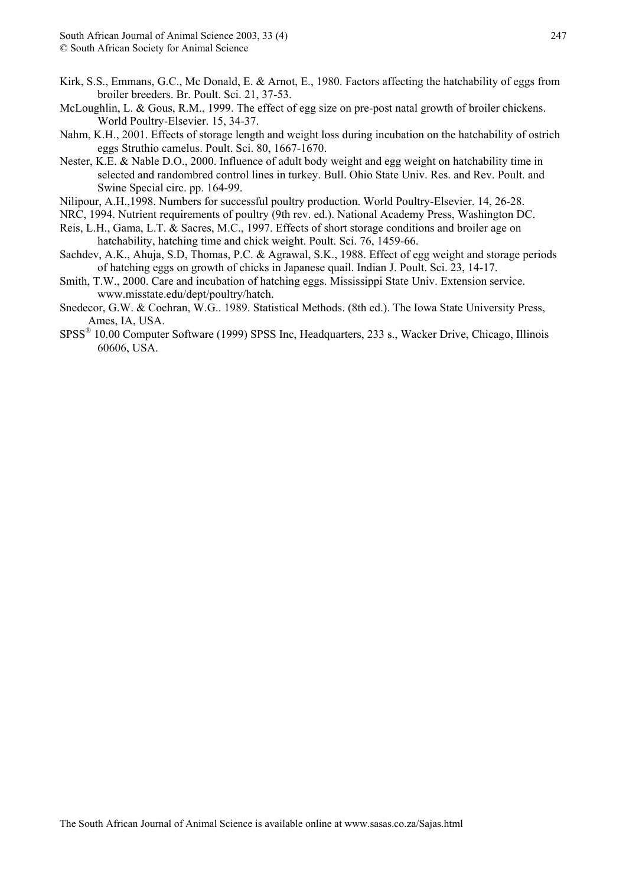Kirk, S.S., Emmans, G.C., Mc Donald, E. & Arnot, E., 1980. Factors affecting the hatchability of eggs from broiler breeders. Br. Poult. Sci. 21, 37-53.

McLoughlin, L. & Gous, R.M., 1999. The effect of egg size on pre-post natal growth of broiler chickens. World Poultry-Elsevier. 15, 34-37.

Nahm, K.H., 2001. Effects of storage length and weight loss during incubation on the hatchability of ostrich eggs Struthio camelus. Poult. Sci. 80, 1667-1670.

Nester, K.E. & Nable D.O., 2000. Influence of adult body weight and egg weight on hatchability time in selected and randombred control lines in turkey. Bull. Ohio State Univ. Res. and Rev. Poult. and Swine Special circ. pp. 164-99.

Nilipour, A.H.,1998. Numbers for successful poultry production. World Poultry-Elsevier. 14, 26-28.

NRC, 1994. Nutrient requirements of poultry (9th rev. ed.). National Academy Press, Washington DC.

Reis, L.H., Gama, L.T. & Sacres, M.C., 1997. Effects of short storage conditions and broiler age on hatchability, hatching time and chick weight. Poult. Sci. 76, 1459-66.

Sachdev, A.K., Ahuja, S.D, Thomas, P.C. & Agrawal, S.K., 1988. Effect of egg weight and storage periods of hatching eggs on growth of chicks in Japanese quail. Indian J. Poult. Sci. 23, 14-17.

Smith, T.W., 2000. Care and incubation of hatching eggs. Mississippi State Univ. Extension service. www.misstate.edu/dept/poultry/hatch.

Snedecor, G.W. & Cochran, W.G.. 1989. Statistical Methods. (8th ed.). The Iowa State University Press, Ames, IA, USA.

SPSS® 10.00 Computer Software (1999) SPSS Inc, Headquarters, 233 s., Wacker Drive, Chicago, Illinois 60606, USA.